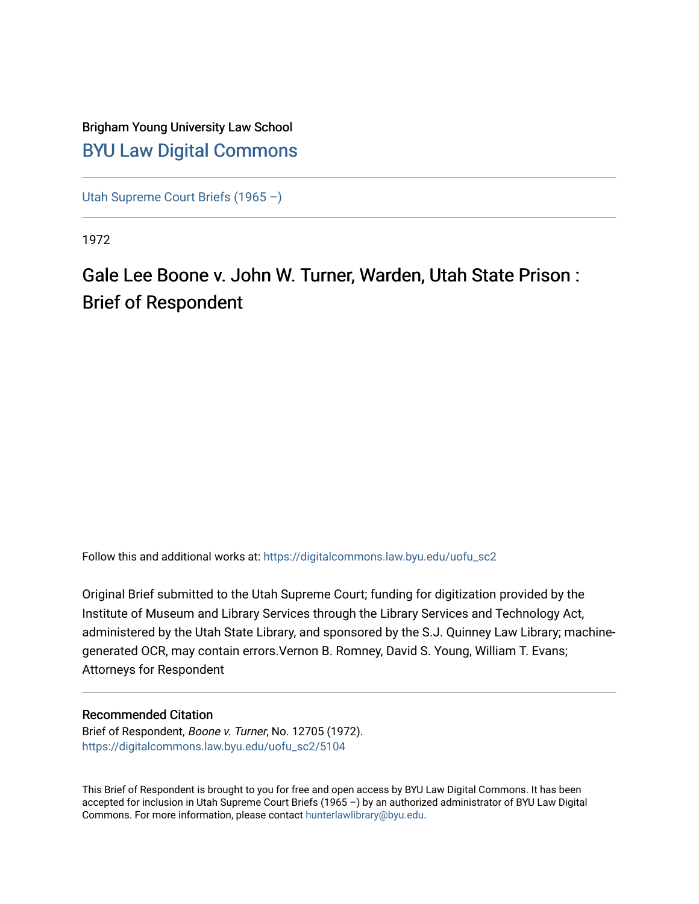Brigham Young University Law School

# BYU Law Digital Commons

Utah Supreme Court Briefs (1965 –)

1972

## Gale Lee Boone v. John W. Turner, Warden, Utah State Prison : Brief of Respondent

Follow this and additional works at: https://digitalcommons.law.byu.edu/uofu_sc2

Original Brief submitted to the Utah Supreme Court; funding for digitization provided by the Institute of Museum and Library Services through the Library Services and Technology Act, administered by the Utah State Library, and sponsored by the S.J. Quinney Law Library; machine-generated OCR, may contain errors.Vernon B. Romney, David S. Young, William T. Evans; Attorneys for Respondent

### Recommended Citation

Brief of Respondent, *Boone v. Turner*, No. 12705 (1972).
https://digitalcommons.law.byu.edu/uofu_sc2/5104

This Brief of Respondent is brought to you for free and open access by BYU Law Digital Commons. It has been accepted for inclusion in Utah Supreme Court Briefs (1965 –) by an authorized administrator of BYU Law Digital Commons. For more information, please contact hunterlawlibrary@byu.edu.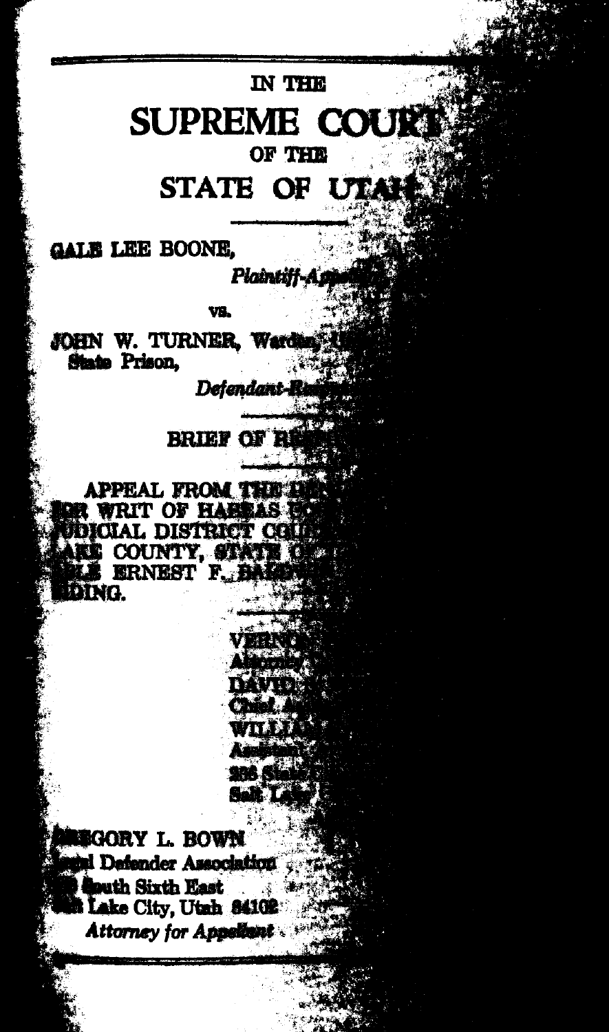IN THE

# SUPREME COURT

OF THE

# STATE OF UTAH

---

GALE LEE BOONE,

*Plaintiff-Appellant,*

vs.

JOHN W. TURNER, Warden, Utah State Prison,

*Defendant-Respondent.*

---

BRIEF OF RESPONDENT

---

APPEAL FROM THE DENIAL OF PETITION FOR WRIT OF HABEAS CORPUS, THIRD JUDICIAL DISTRICT COURT, SALT LAKE COUNTY, STATE OF UTAH, HONORABLE ERNEST F. BALDWIN, JR., PRESIDING.

---

VERNON ...
Attorney ...
DAVID ...
Chief A...
WILLIAM ...
Assistant ...
236 State ...
Salt Lake ...

GREGORY L. BOWN
Legal Defender Association
... South Sixth East
Salt Lake City, Utah 84102
*Attorney for Appellant*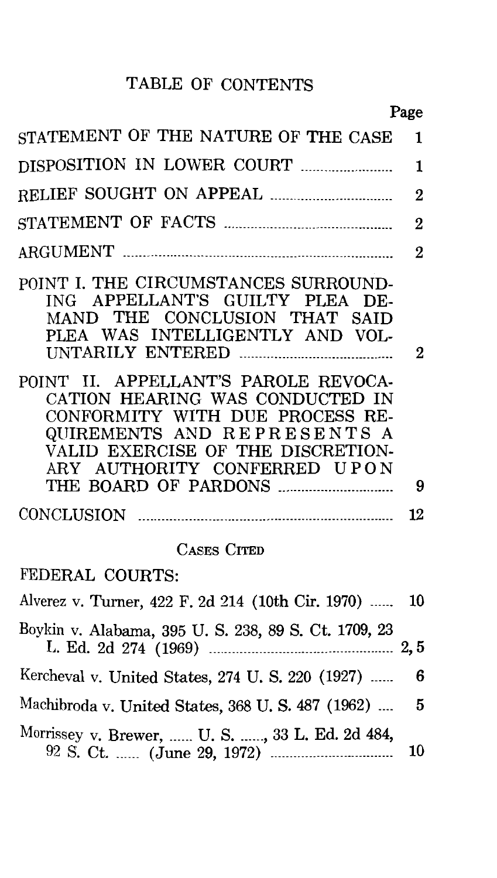# TABLE OF CONTENTS

| | Page |
|---|---|
| STATEMENT OF THE NATURE OF THE CASE | 1 |
| DISPOSITION IN LOWER COURT | 1 |
| RELIEF SOUGHT ON APPEAL | 2 |
| STATEMENT OF FACTS | 2 |
| ARGUMENT | 2 |
| POINT I. THE CIRCUMSTANCES SURROUNDING APPELLANT'S GUILTY PLEA DEMAND THE CONCLUSION THAT SAID PLEA WAS INTELLIGENTLY AND VOLUNTARILY ENTERED | 2 |
| POINT II. APPELLANT'S PAROLE REVOCATION HEARING WAS CONDUCTED IN CONFORMITY WITH DUE PROCESS REQUIREMENTS AND REPRESENTS A VALID EXERCISE OF THE DISCRETIONARY AUTHORITY CONFERRED UPON THE BOARD OF PARDONS | 9 |
| CONCLUSION | 12 |

## CASES CITED

FEDERAL COURTS:

| | |
|---|---|
| Alverez v. Turner, 422 F. 2d 214 (10th Cir. 1970) | 10 |
| Boykin v. Alabama, 395 U. S. 238, 89 S. Ct. 1709, 23 L. Ed. 2d 274 (1969) | 2, 5 |
| Kercheval v. United States, 274 U. S. 220 (1927) | 6 |
| Machibroda v. United States, 368 U. S. 487 (1962) | 5 |
| Morrissey v. Brewer, ...... U. S. ......, 33 L. Ed. 2d 484, 92 S. Ct. ...... (June 29, 1972) | 10 |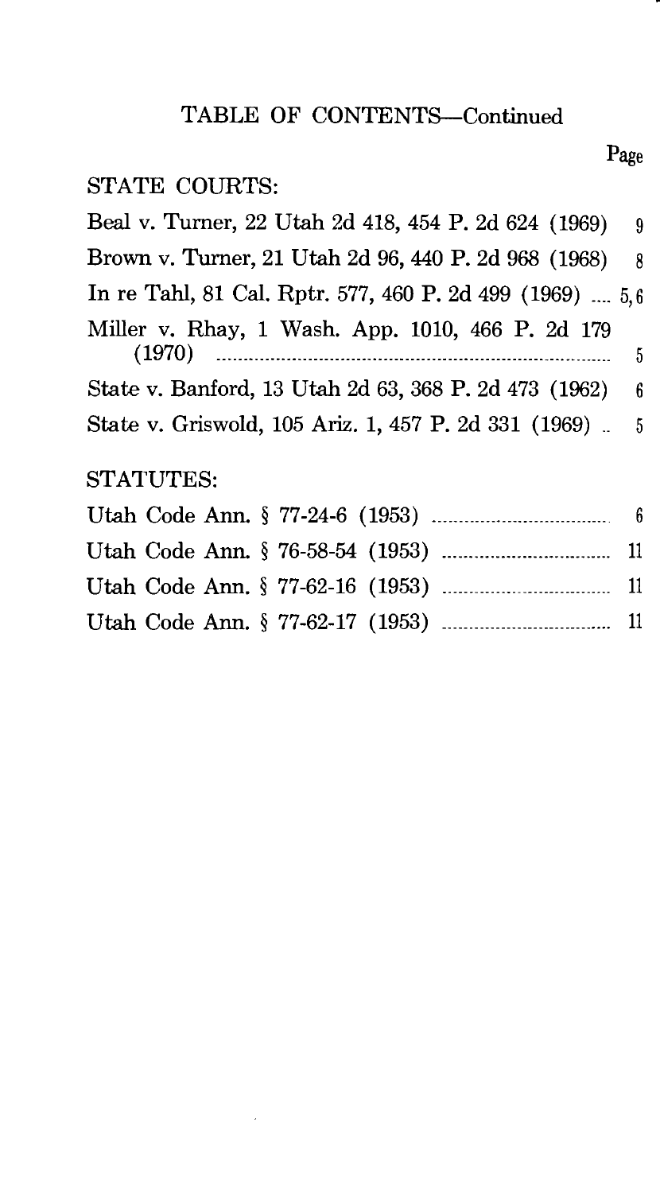# TABLE OF CONTENTS—Continued

| | Page |
|---|---|
| **STATE COURTS:** | |
| Beal v. Turner, 22 Utah 2d 418, 454 P. 2d 624 (1969) | 9 |
| Brown v. Turner, 21 Utah 2d 96, 440 P. 2d 968 (1968) | 8 |
| In re Tahl, 81 Cal. Rptr. 577, 460 P. 2d 499 (1969) | 5, 6 |
| Miller v. Rhay, 1 Wash. App. 1010, 466 P. 2d 179 (1970) | 5 |
| State v. Banford, 13 Utah 2d 63, 368 P. 2d 473 (1962) | 6 |
| State v. Griswold, 105 Ariz. 1, 457 P. 2d 331 (1969) | 5 |
| **STATUTES:** | |
| Utah Code Ann. § 77-24-6 (1953) | 6 |
| Utah Code Ann. § 76-58-54 (1953) | 11 |
| Utah Code Ann. § 77-62-16 (1953) | 11 |
| Utah Code Ann. § 77-62-17 (1953) | 11 |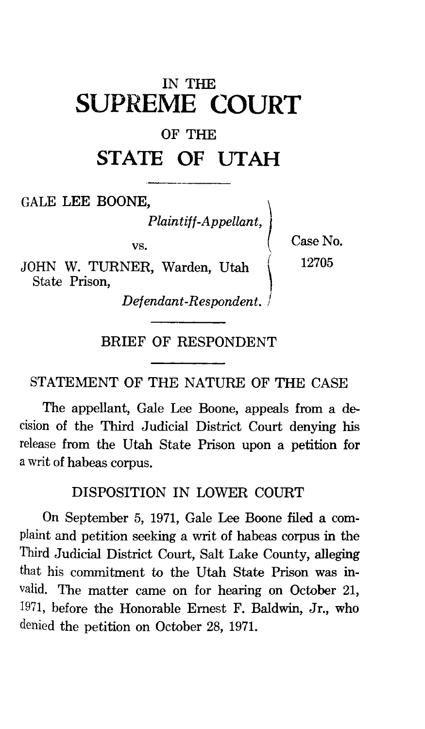# IN THE SUPREME COURT OF THE STATE OF UTAH

GALE LEE BOONE,
*Plaintiff-Appellant,*

vs.

JOHN W. TURNER, Warden, Utah State Prison,
*Defendant-Respondent.*

Case No. 12705

## BRIEF OF RESPONDENT

### STATEMENT OF THE NATURE OF THE CASE

The appellant, Gale Lee Boone, appeals from a decision of the Third Judicial District Court denying his release from the Utah State Prison upon a petition for a writ of habeas corpus.

### DISPOSITION IN LOWER COURT

On September 5, 1971, Gale Lee Boone filed a complaint and petition seeking a writ of habeas corpus in the Third Judicial District Court, Salt Lake County, alleging that his commitment to the Utah State Prison was invalid. The matter came on for hearing on October 21, 1971, before the Honorable Ernest F. Baldwin, Jr., who denied the petition on October 28, 1971.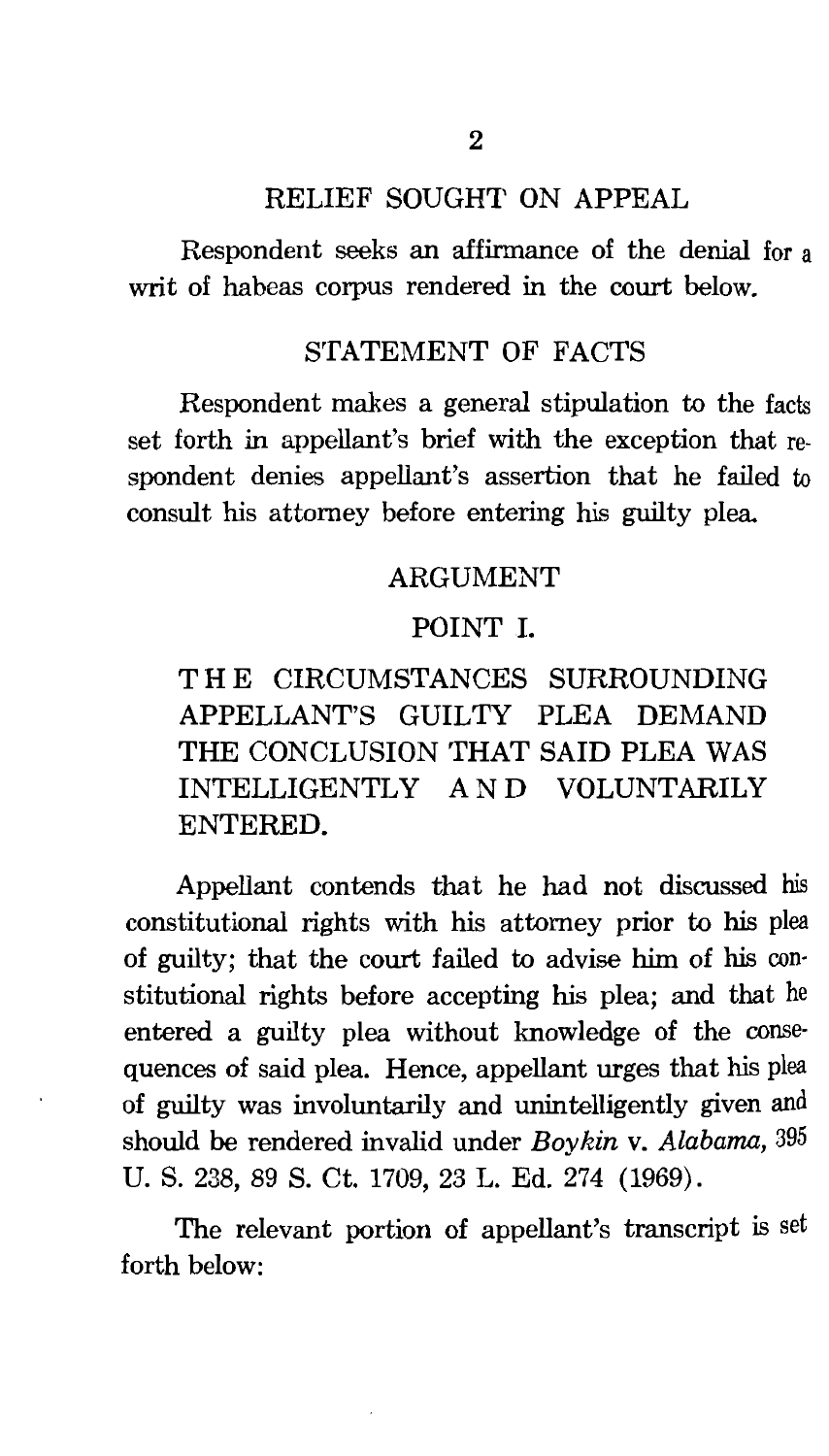## RELIEF SOUGHT ON APPEAL

Respondent seeks an affirmance of the denial for a writ of habeas corpus rendered in the court below.

## STATEMENT OF FACTS

Respondent makes a general stipulation to the facts set forth in appellant's brief with the exception that respondent denies appellant's assertion that he failed to consult his attorney before entering his guilty plea.

## ARGUMENT

### POINT I.

### THE CIRCUMSTANCES SURROUNDING APPELLANT'S GUILTY PLEA DEMAND THE CONCLUSION THAT SAID PLEA WAS INTELLIGENTLY AND VOLUNTARILY ENTERED.

Appellant contends that he had not discussed his constitutional rights with his attorney prior to his plea of guilty; that the court failed to advise him of his constitutional rights before accepting his plea; and that he entered a guilty plea without knowledge of the consequences of said plea. Hence, appellant urges that his plea of guilty was involuntarily and unintelligently given and should be rendered invalid under *Boykin* v. *Alabama*, 395 U. S. 238, 89 S. Ct. 1709, 23 L. Ed. 274 (1969).

The relevant portion of appellant's transcript is set forth below: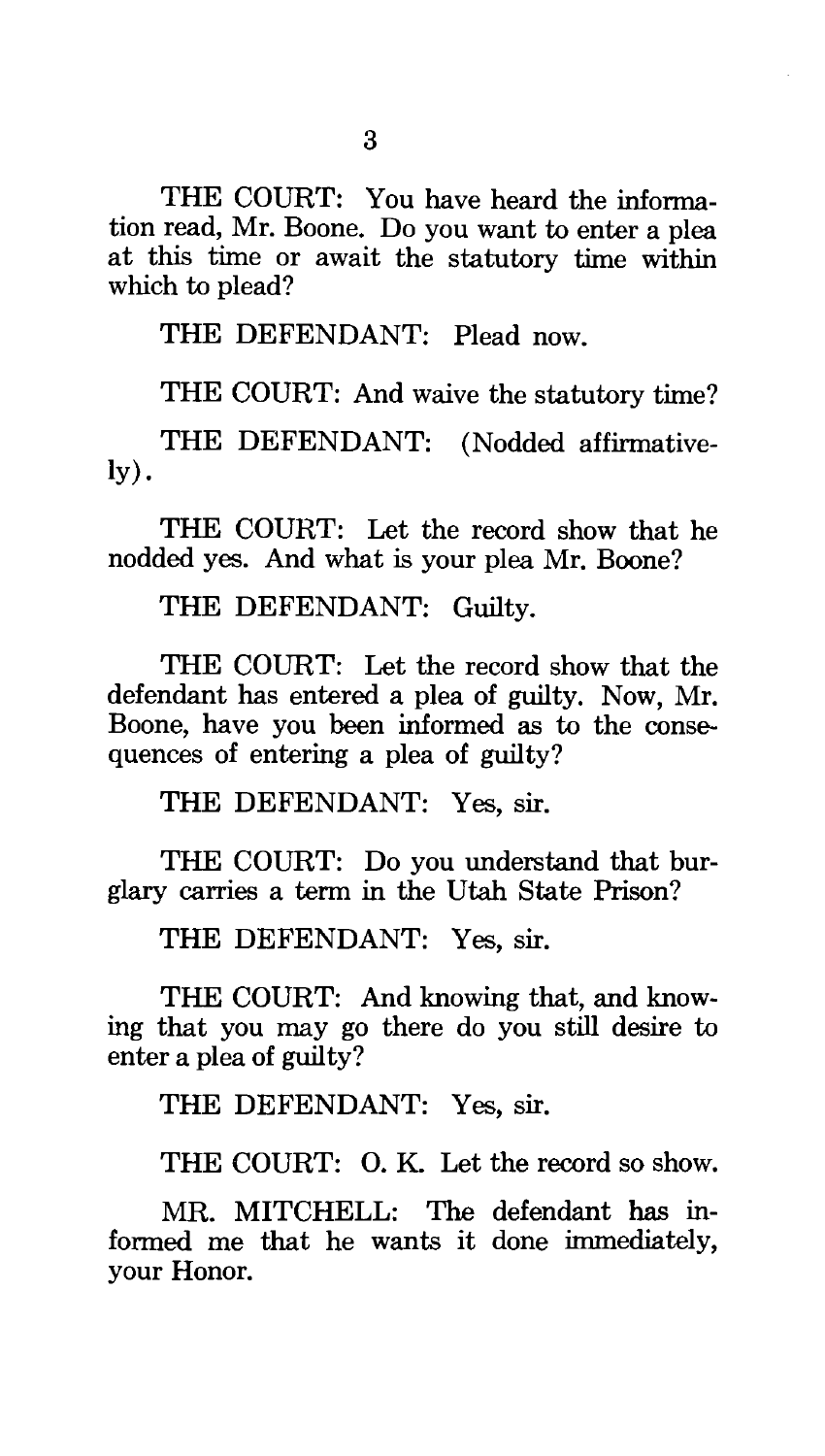THE COURT: You have heard the information read, Mr. Boone. Do you want to enter a plea at this time or await the statutory time within which to plead?

THE DEFENDANT: Plead now.

THE COURT: And waive the statutory time?

THE DEFENDANT: (Nodded affirmatively).

THE COURT: Let the record show that he nodded yes. And what is your plea Mr. Boone?

THE DEFENDANT: Guilty.

THE COURT: Let the record show that the defendant has entered a plea of guilty. Now, Mr. Boone, have you been informed as to the consequences of entering a plea of guilty?

THE DEFENDANT: Yes, sir.

THE COURT: Do you understand that burglary carries a term in the Utah State Prison?

THE DEFENDANT: Yes, sir.

THE COURT: And knowing that, and knowing that you may go there do you still desire to enter a plea of guilty?

THE DEFENDANT: Yes, sir.

THE COURT: O. K. Let the record so show.

MR. MITCHELL: The defendant has informed me that he wants it done immediately, your Honor.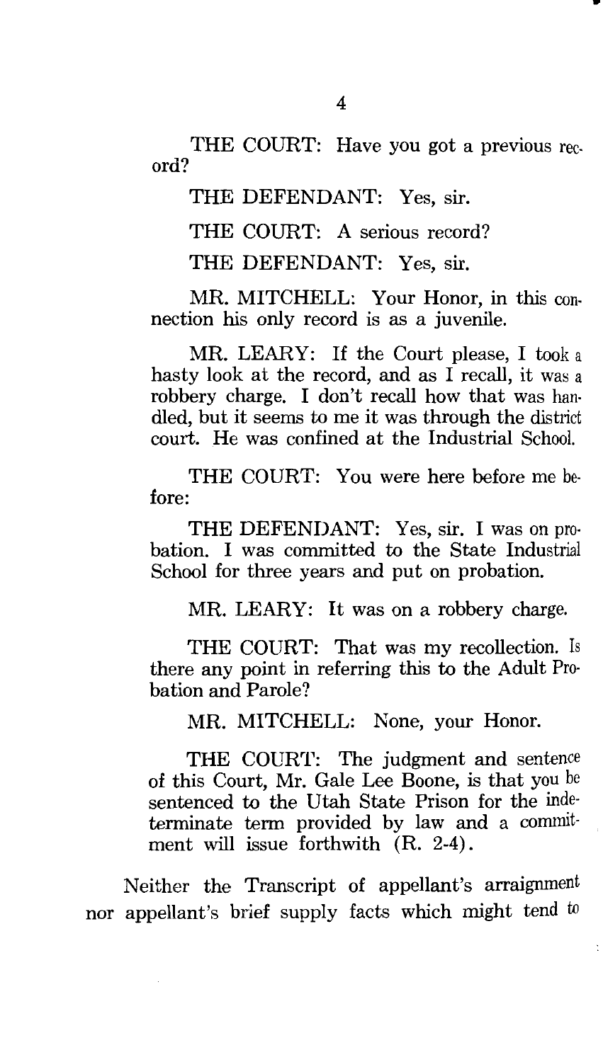THE COURT: Have you got a previous record?

THE DEFENDANT: Yes, sir.

THE COURT: A serious record?

THE DEFENDANT: Yes, sir.

MR. MITCHELL: Your Honor, in this connection his only record is as a juvenile.

MR. LEARY: If the Court please, I took a hasty look at the record, and as I recall, it was a robbery charge. I don't recall how that was handled, but it seems to me it was through the district court. He was confined at the Industrial School.

THE COURT: You were here before me before:

THE DEFENDANT: Yes, sir. I was on probation. I was committed to the State Industrial School for three years and put on probation.

MR. LEARY: It was on a robbery charge.

THE COURT: That was my recollection. Is there any point in referring this to the Adult Probation and Parole?

MR. MITCHELL: None, your Honor.

THE COURT: The judgment and sentence of this Court, Mr. Gale Lee Boone, is that you be sentenced to the Utah State Prison for the indeterminate term provided by law and a commitment will issue forthwith (R. 2-4).

Neither the Transcript of appellant's arraignment nor appellant's brief supply facts which might tend to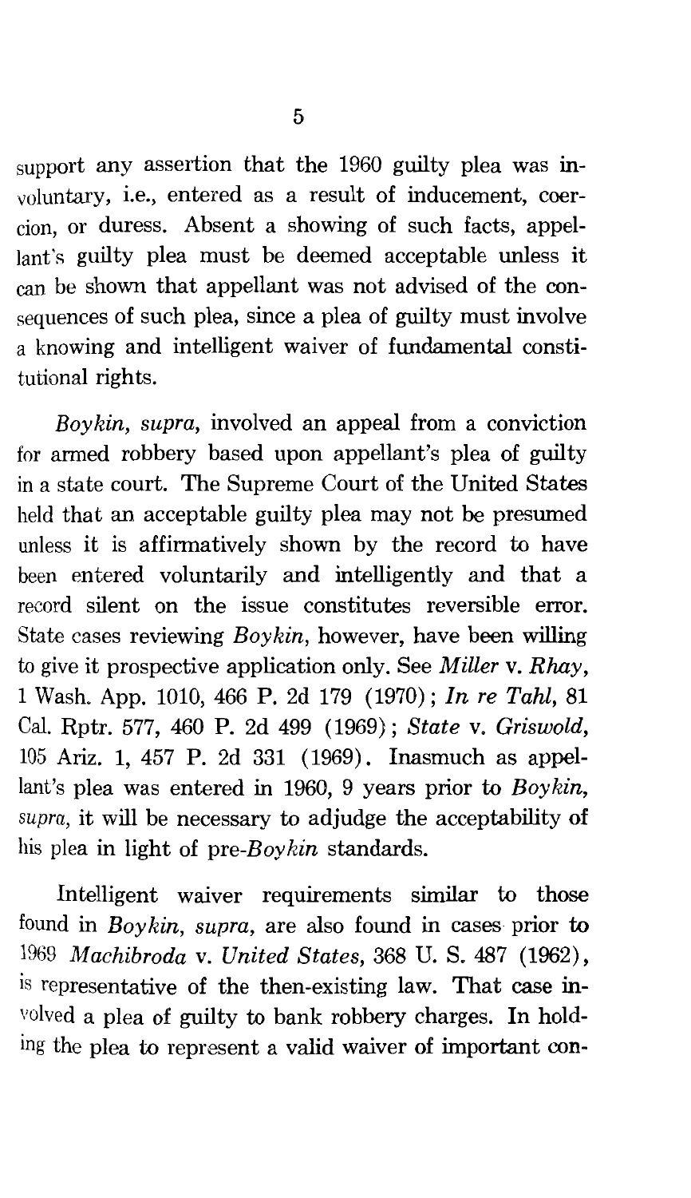support any assertion that the 1960 guilty plea was involuntary, i.e., entered as a result of inducement, coercion, or duress. Absent a showing of such facts, appellant's guilty plea must be deemed acceptable unless it can be shown that appellant was not advised of the consequences of such plea, since a plea of guilty must involve a knowing and intelligent waiver of fundamental constitutional rights.

*Boykin, supra,* involved an appeal from a conviction for armed robbery based upon appellant's plea of guilty in a state court. The Supreme Court of the United States held that an acceptable guilty plea may not be presumed unless it is affirmatively shown by the record to have been entered voluntarily and intelligently and that a record silent on the issue constitutes reversible error. State cases reviewing *Boykin,* however, have been willing to give it prospective application only. See *Miller* v. *Rhay,* 1 Wash. App. 1010, 466 P. 2d 179 (1970); *In re Tahl,* 81 Cal. Rptr. 577, 460 P. 2d 499 (1969); *State* v. *Griswold,* 105 Ariz. 1, 457 P. 2d 331 (1969). Inasmuch as appellant's plea was entered in 1960, 9 years prior to *Boykin, supra,* it will be necessary to adjudge the acceptability of his plea in light of pre-*Boykin* standards.

Intelligent waiver requirements similar to those found in *Boykin, supra,* are also found in cases prior to 1969 *Machibroda* v. *United States,* 368 U. S. 487 (1962), is representative of the then-existing law. That case involved a plea of guilty to bank robbery charges. In holding the plea to represent a valid waiver of important con-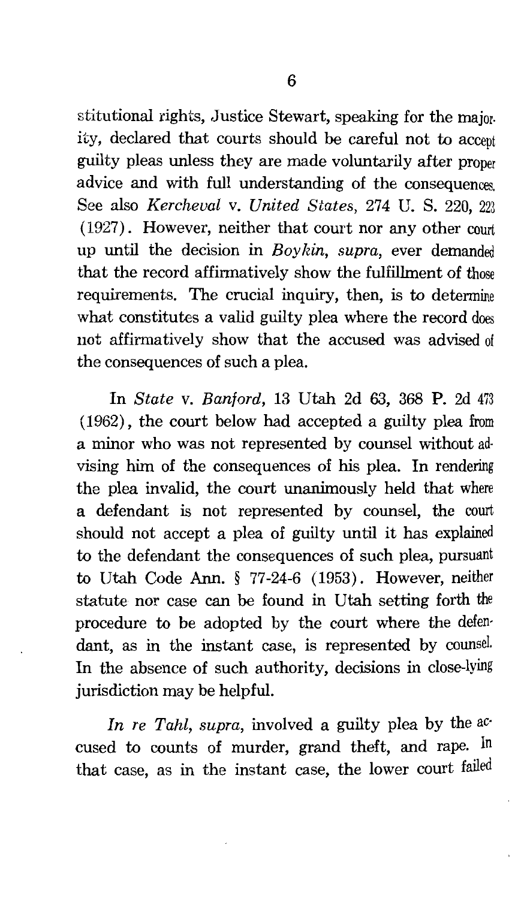stitutional rights, Justice Stewart, speaking for the majority, declared that courts should be careful not to accept guilty pleas unless they are made voluntarily after proper advice and with full understanding of the consequences. See also *Kercheval* v. *United States*, 274 U. S. 220, 223 (1927). However, neither that court nor any other court up until the decision in *Boykin*, *supra*, ever demanded that the record affirmatively show the fulfillment of those requirements. The crucial inquiry, then, is to determine what constitutes a valid guilty plea where the record does not affirmatively show that the accused was advised of the consequences of such a plea.

In *State* v. *Banford*, 13 Utah 2d 63, 368 P. 2d 473 (1962), the court below had accepted a guilty plea from a minor who was not represented by counsel without advising him of the consequences of his plea. In rendering the plea invalid, the court unanimously held that where a defendant is not represented by counsel, the court should not accept a plea of guilty until it has explained to the defendant the consequences of such plea, pursuant to Utah Code Ann. § 77-24-6 (1953). However, neither statute nor case can be found in Utah setting forth the procedure to be adopted by the court where the defendant, as in the instant case, is represented by counsel. In the absence of such authority, decisions in close-lying jurisdiction may be helpful.

*In re Tahl*, *supra*, involved a guilty plea by the accused to counts of murder, grand theft, and rape. In that case, as in the instant case, the lower court failed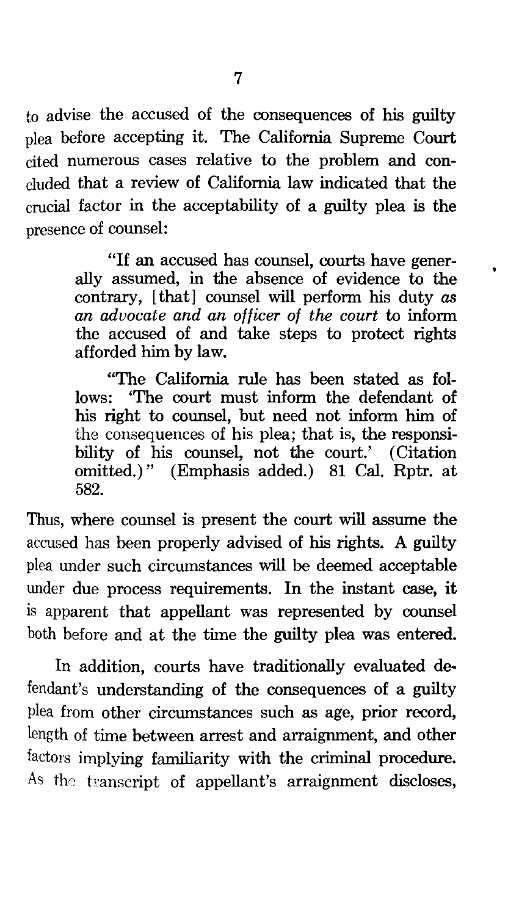to advise the accused of the consequences of his guilty plea before accepting it. The California Supreme Court cited numerous cases relative to the problem and concluded that a review of California law indicated that the crucial factor in the acceptability of a guilty plea is the presence of counsel:

> "If an accused has counsel, courts have generally assumed, in the absence of evidence to the contrary, [that] counsel will perform his duty *as an advocate and an officer of the court* to inform the accused of and take steps to protect rights afforded him by law.
>
> "The California rule has been stated as follows: 'The court must inform the defendant of his right to counsel, but need not inform him of the consequences of his plea; that is, the responsibility of his counsel, not the court.' (Citation omitted.)" (Emphasis added.) 81 Cal. Rptr. at 582.

Thus, where counsel is present the court will assume the accused has been properly advised of his rights. A guilty plea under such circumstances will be deemed acceptable under due process requirements. In the instant case, it is apparent that appellant was represented by counsel both before and at the time the guilty plea was entered.

In addition, courts have traditionally evaluated defendant's understanding of the consequences of a guilty plea from other circumstances such as age, prior record, length of time between arrest and arraignment, and other factors implying familiarity with the criminal procedure. As the transcript of appellant's arraignment discloses,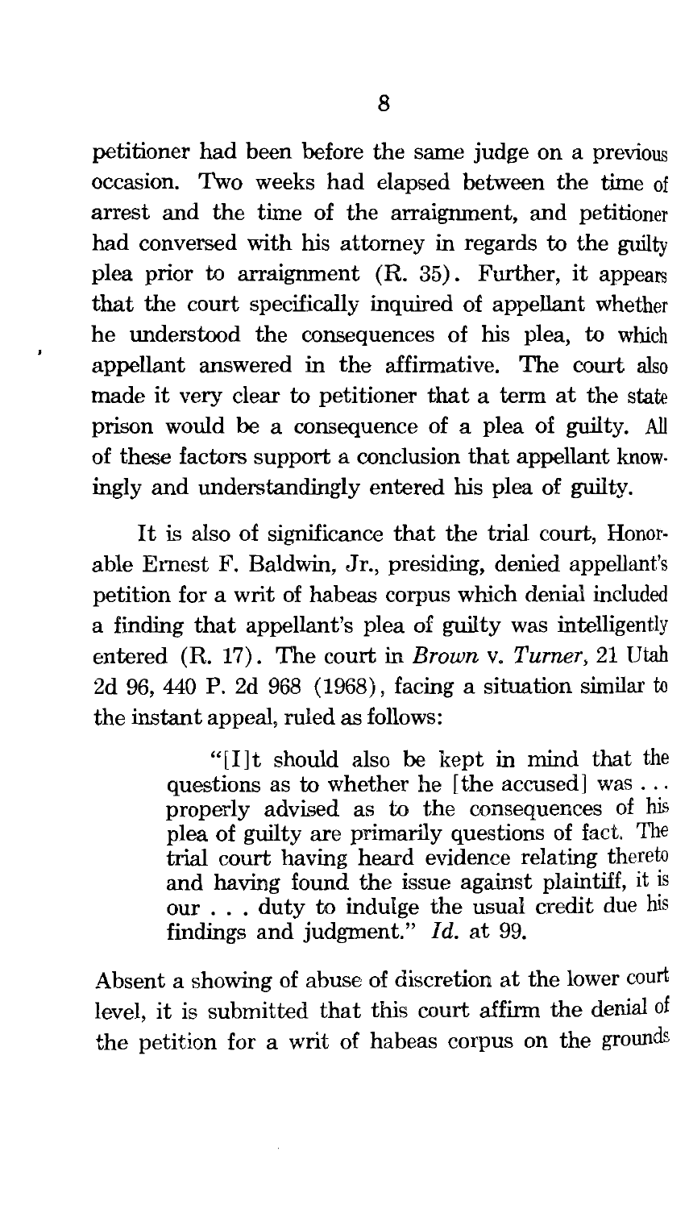petitioner had been before the same judge on a previous occasion. Two weeks had elapsed between the time of arrest and the time of the arraignment, and petitioner had conversed with his attorney in regards to the guilty plea prior to arraignment (R. 35). Further, it appears that the court specifically inquired of appellant whether he understood the consequences of his plea, to which appellant answered in the affirmative. The court also made it very clear to petitioner that a term at the state prison would be a consequence of a plea of guilty. All of these factors support a conclusion that appellant knowingly and understandingly entered his plea of guilty.

It is also of significance that the trial court, Honorable Ernest F. Baldwin, Jr., presiding, denied appellant's petition for a writ of habeas corpus which denial included a finding that appellant's plea of guilty was intelligently entered (R. 17). The court in *Brown* v. *Turner*, 21 Utah 2d 96, 440 P. 2d 968 (1968), facing a situation similar to the instant appeal, ruled as follows:

> "[I]t should also be kept in mind that the questions as to whether he [the accused] was . . . properly advised as to the consequences of his plea of guilty are primarily questions of fact. The trial court having heard evidence relating thereto and having found the issue against plaintiff, it is our . . . duty to indulge the usual credit due his findings and judgment." *Id.* at 99.

Absent a showing of abuse of discretion at the lower court level, it is submitted that this court affirm the denial of the petition for a writ of habeas corpus on the grounds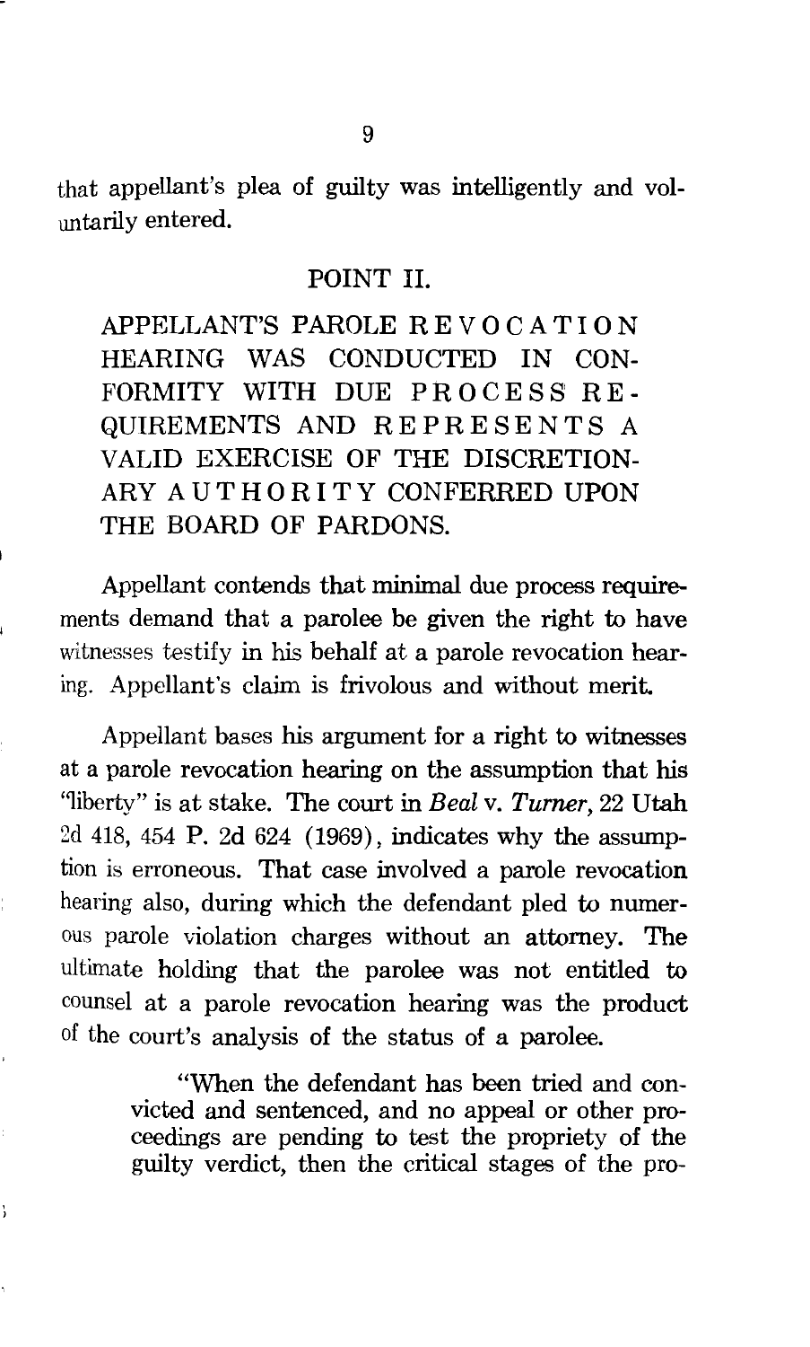that appellant's plea of guilty was intelligently and voluntarily entered.

## POINT II.

### APPELLANT'S PAROLE REVOCATION HEARING WAS CONDUCTED IN CONFORMITY WITH DUE PROCESS REQUIREMENTS AND REPRESENTS A VALID EXERCISE OF THE DISCRETIONARY AUTHORITY CONFERRED UPON THE BOARD OF PARDONS.

Appellant contends that minimal due process requirements demand that a parolee be given the right to have witnesses testify in his behalf at a parole revocation hearing. Appellant's claim is frivolous and without merit.

Appellant bases his argument for a right to witnesses at a parole revocation hearing on the assumption that his "liberty" is at stake. The court in *Beal* v. *Turner*, 22 Utah 2d 418, 454 P. 2d 624 (1969), indicates why the assumption is erroneous. That case involved a parole revocation hearing also, during which the defendant pled to numerous parole violation charges without an attorney. The ultimate holding that the parolee was not entitled to counsel at a parole revocation hearing was the product of the court's analysis of the status of a parolee.

> "When the defendant has been tried and convicted and sentenced, and no appeal or other proceedings are pending to test the propriety of the guilty verdict, then the critical stages of the pro-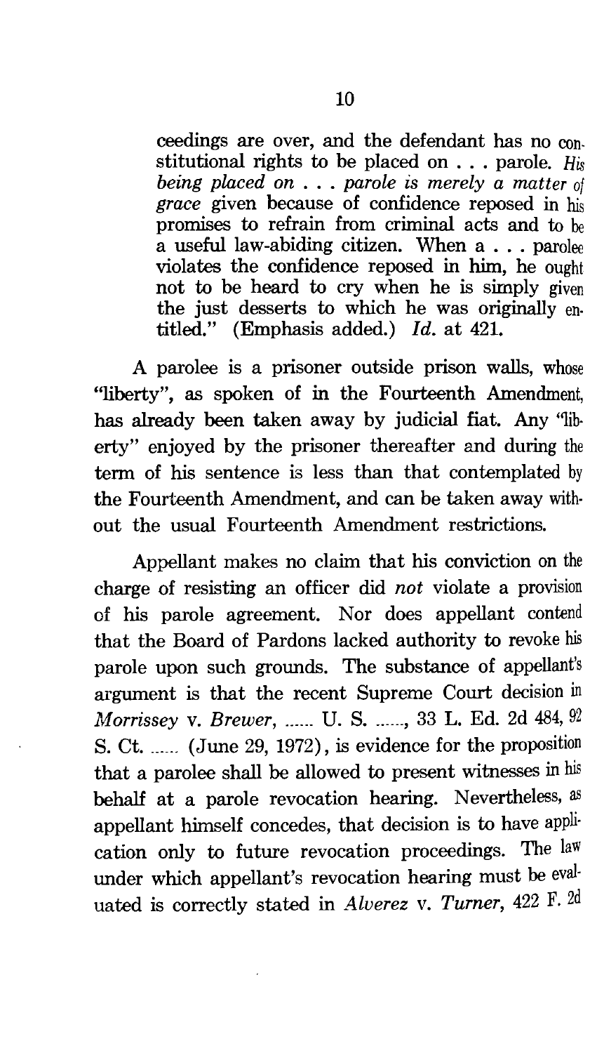ceedings are over, and the defendant has no constitutional rights to be placed on . . . parole. *His being placed on . . . parole is merely a matter of grace* given because of confidence reposed in his promises to refrain from criminal acts and to be a useful law-abiding citizen. When a . . . parolee violates the confidence reposed in him, he ought not to be heard to cry when he is simply given the just desserts to which he was originally entitled." (Emphasis added.) *Id.* at 421.

A parolee is a prisoner outside prison walls, whose "liberty", as spoken of in the Fourteenth Amendment, has already been taken away by judicial fiat. Any "liberty" enjoyed by the prisoner thereafter and during the term of his sentence is less than that contemplated by the Fourteenth Amendment, and can be taken away without the usual Fourteenth Amendment restrictions.

Appellant makes no claim that his conviction on the charge of resisting an officer did *not* violate a provision of his parole agreement. Nor does appellant contend that the Board of Pardons lacked authority to revoke his parole upon such grounds. The substance of appellant's argument is that the recent Supreme Court decision in *Morrissey* v. *Brewer*, ...... U. S. ......, 33 L. Ed. 2d 484, 92 S. Ct. ...... (June 29, 1972), is evidence for the proposition that a parolee shall be allowed to present witnesses in his behalf at a parole revocation hearing. Nevertheless, as appellant himself concedes, that decision is to have application only to future revocation proceedings. The law under which appellant's revocation hearing must be evaluated is correctly stated in *Alverez* v. *Turner*, 422 F. 2d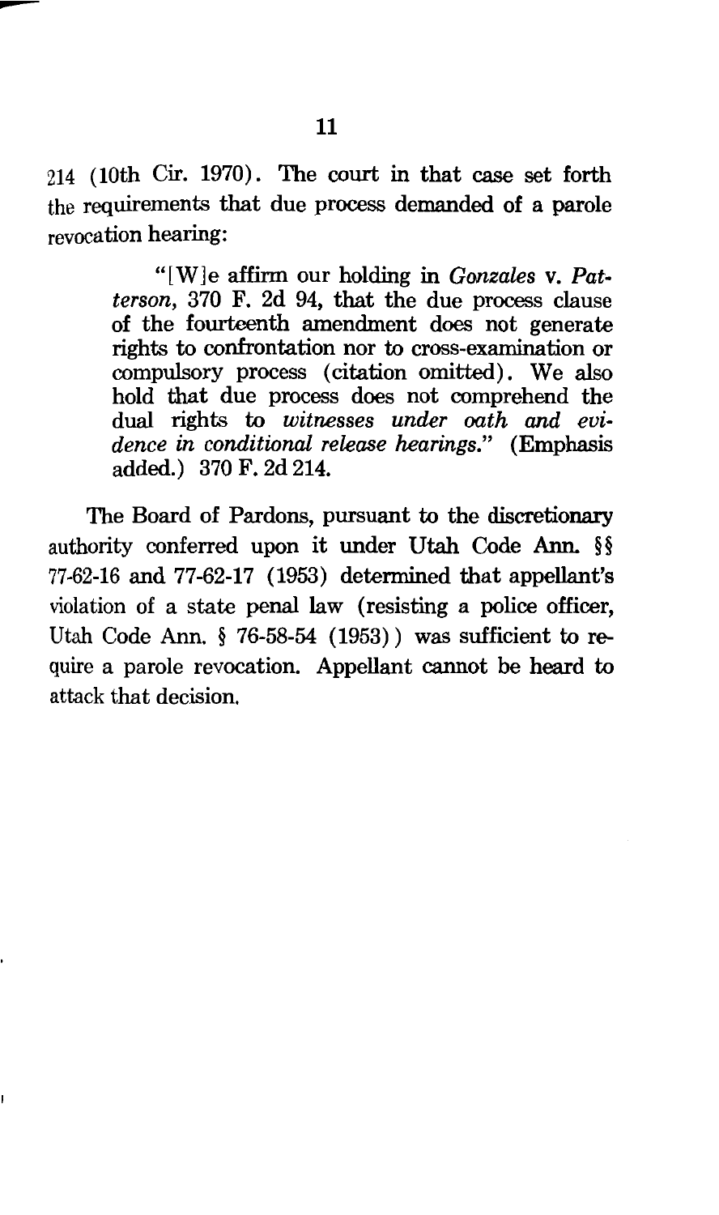214 (10th Cir. 1970). The court in that case set forth the requirements that due process demanded of a parole revocation hearing:

> "[W]e affirm our holding in *Gonzales* v. *Patterson*, 370 F. 2d 94, that the due process clause of the fourteenth amendment does not generate rights to confrontation nor to cross-examination or compulsory process (citation omitted). We also hold that due process does not comprehend the dual rights to *witnesses under oath and evidence in conditional release hearings.*" (Emphasis added.) 370 F. 2d 214.

The Board of Pardons, pursuant to the discretionary authority conferred upon it under Utah Code Ann. §§ 77-62-16 and 77-62-17 (1953) determined that appellant's violation of a state penal law (resisting a police officer, Utah Code Ann. § 76-58-54 (1953)) was sufficient to require a parole revocation. Appellant cannot be heard to attack that decision.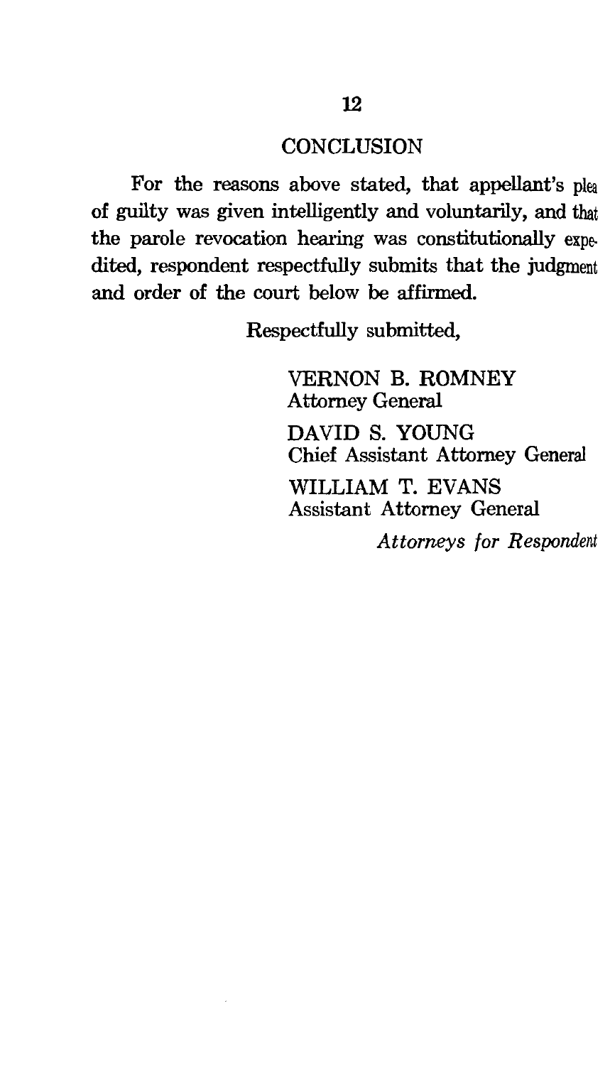## CONCLUSION

For the reasons above stated, that appellant's plea of guilty was given intelligently and voluntarily, and that the parole revocation hearing was constitutionally expedited, respondent respectfully submits that the judgment and order of the court below be affirmed.

Respectfully submitted,

VERNON B. ROMNEY
Attorney General

DAVID S. YOUNG
Chief Assistant Attorney General

WILLIAM T. EVANS
Assistant Attorney General

*Attorneys for Respondent*